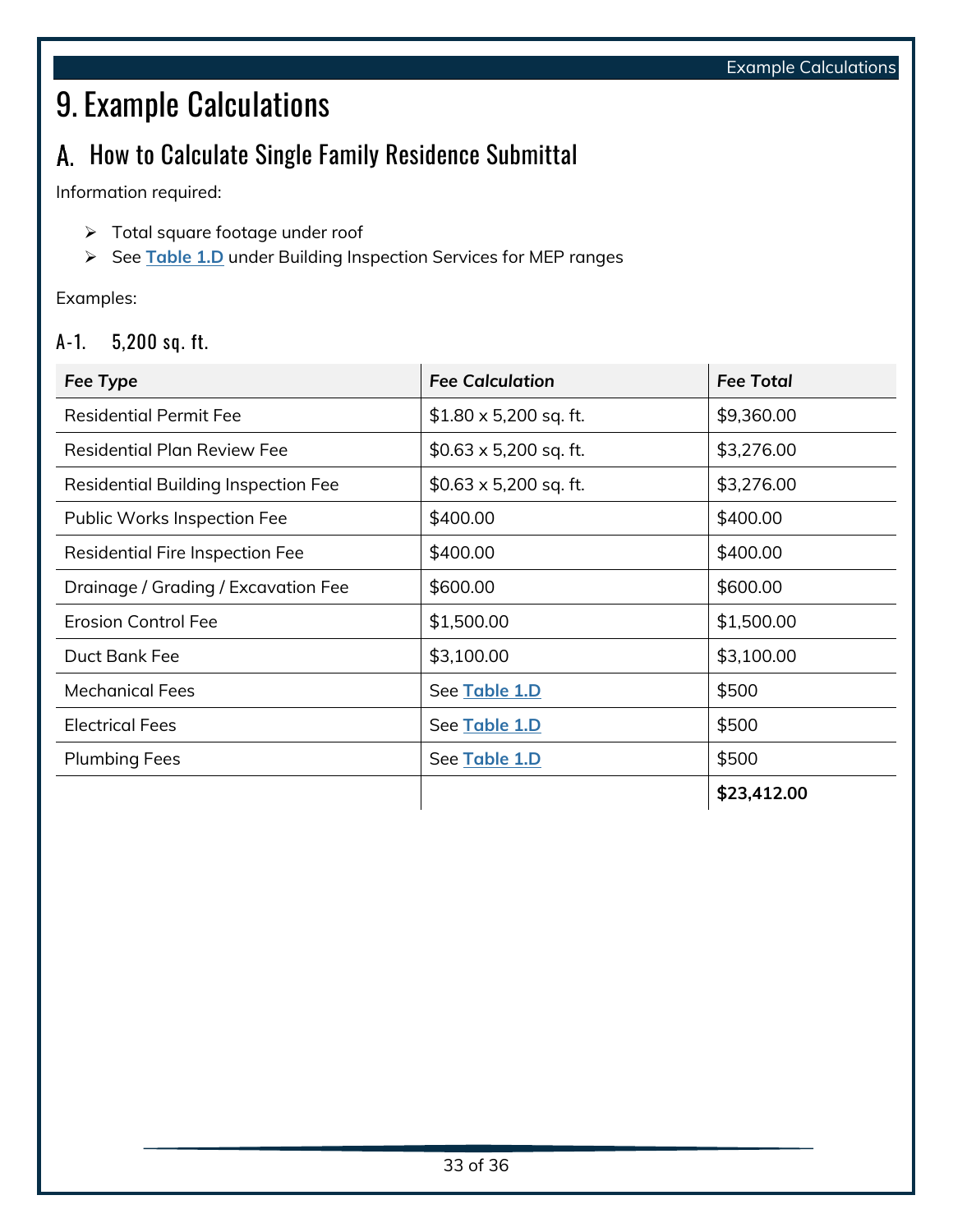# 9. Example Calculations

## A. How to Calculate Single Family Residence Submittal

Information required:

- Total square footage under roof
- See **Table 1.D** under Building Inspection Services for MEP ranges

Examples:

### A-1. 5,200 sq. ft.

| ***Fee Type*** | ***Fee Calculation*** | ***Fee Total*** |
|---|---|---|
| Residential Permit Fee | $1.80 x 5,200 sq. ft. | $9,360.00 |
| Residential Plan Review Fee | $0.63 x 5,200 sq. ft. | $3,276.00 |
| Residential Building Inspection Fee | $0.63 x 5,200 sq. ft. | $3,276.00 |
| Public Works Inspection Fee | $400.00 | $400.00 |
| Residential Fire Inspection Fee | $400.00 | $400.00 |
| Drainage / Grading / Excavation Fee | $600.00 | $600.00 |
| Erosion Control Fee | $1,500.00 | $1,500.00 |
| Duct Bank Fee | $3,100.00 | $3,100.00 |
| Mechanical Fees | See **Table 1.D** | $500 |
| Electrical Fees | See **Table 1.D** | $500 |
| Plumbing Fees | See **Table 1.D** | $500 |
| | | **$23,412.00** |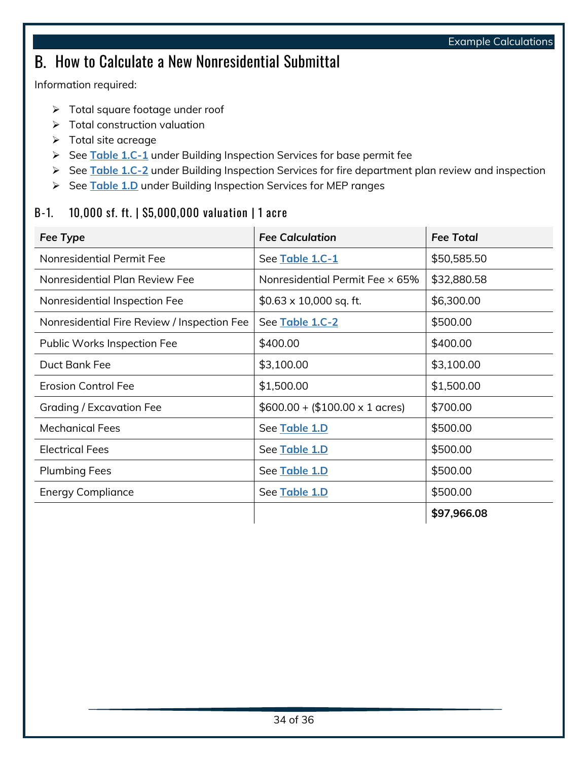## B. How to Calculate a New Nonresidential Submittal

Information required:

- Total square footage under roof
- Total construction valuation
- Total site acreage
- See **Table 1.C-1** under Building Inspection Services for base permit fee
- See **Table 1.C-2** under Building Inspection Services for fire department plan review and inspection
- See **Table 1.D** under Building Inspection Services for MEP ranges

### B-1. 10,000 sf. ft. | $5,000,000 valuation | 1 acre

| *Fee Type* | *Fee Calculation* | *Fee Total* |
|---|---|---|
| Nonresidential Permit Fee | See **Table 1.C-1** | $50,585.50 |
| Nonresidential Plan Review Fee | Nonresidential Permit Fee × 65% | $32,880.58 |
| Nonresidential Inspection Fee | $0.63 x 10,000 sq. ft. | $6,300.00 |
| Nonresidential Fire Review / Inspection Fee | See **Table 1.C-2** | $500.00 |
| Public Works Inspection Fee | $400.00 | $400.00 |
| Duct Bank Fee | $3,100.00 | $3,100.00 |
| Erosion Control Fee | $1,500.00 | $1,500.00 |
| Grading / Excavation Fee | $600.00 + ($100.00 x 1 acres) | $700.00 |
| Mechanical Fees | See **Table 1.D** | $500.00 |
| Electrical Fees | See **Table 1.D** | $500.00 |
| Plumbing Fees | See **Table 1.D** | $500.00 |
| Energy Compliance | See **Table 1.D** | $500.00 |
| | | **$97,966.08** |